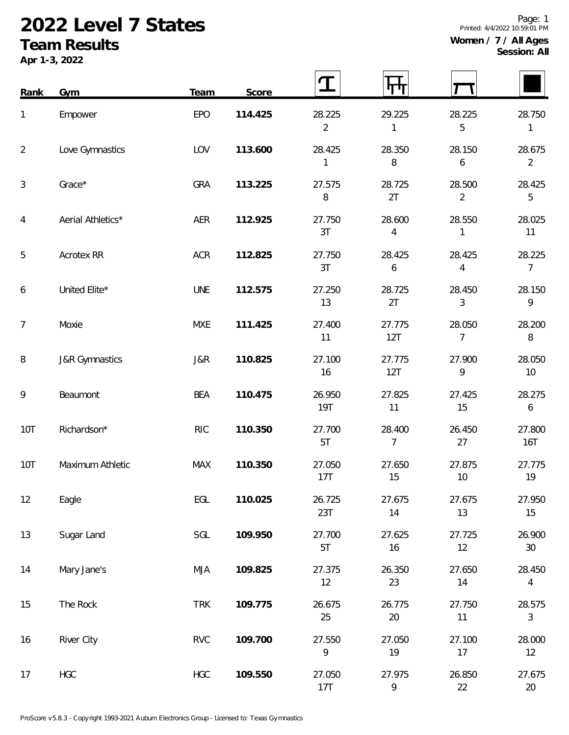# 2022 Level 7 States

## Team Results

**Apr 1-3, 2022**

Printed: 4/4/2022 10:59:01 PM

**Women / 7 / All Ages**
**Session: All**

| Rank | Gym | Team | Score | Vault | Bars | Beam | Floor |
|---|---|---|---|---|---|---|---|
| 1 | Empower | EPO | **114.425** | 28.225<br>2 | 29.225<br>1 | 28.225<br>5 | 28.750<br>1 |
| 2 | Love Gymnastics | LOV | **113.600** | 28.425<br>1 | 28.350<br>8 | 28.150<br>6 | 28.675<br>2 |
| 3 | Grace* | GRA | **113.225** | 27.575<br>8 | 28.725<br>2T | 28.500<br>2 | 28.425<br>5 |
| 4 | Aerial Athletics* | AER | **112.925** | 27.750<br>3T | 28.600<br>4 | 28.550<br>1 | 28.025<br>11 |
| 5 | Acrotex RR | ACR | **112.825** | 27.750<br>3T | 28.425<br>6 | 28.425<br>4 | 28.225<br>7 |
| 6 | United Elite* | UNE | **112.575** | 27.250<br>13 | 28.725<br>2T | 28.450<br>3 | 28.150<br>9 |
| 7 | Moxie | MXE | **111.425** | 27.400<br>11 | 27.775<br>12T | 28.050<br>7 | 28.200<br>8 |
| 8 | J&R Gymnastics | J&R | **110.825** | 27.100<br>16 | 27.775<br>12T | 27.900<br>9 | 28.050<br>10 |
| 9 | Beaumont | BEA | **110.475** | 26.950<br>19T | 27.825<br>11 | 27.425<br>15 | 28.275<br>6 |
| 10T | Richardson* | RIC | **110.350** | 27.700<br>5T | 28.400<br>7 | 26.450<br>27 | 27.800<br>16T |
| 10T | Maximum Athletic | MAX | **110.350** | 27.050<br>17T | 27.650<br>15 | 27.875<br>10 | 27.775<br>19 |
| 12 | Eagle | EGL | **110.025** | 26.725<br>23T | 27.675<br>14 | 27.675<br>13 | 27.950<br>15 |
| 13 | Sugar Land | SGL | **109.950** | 27.700<br>5T | 27.625<br>16 | 27.725<br>12 | 26.900<br>30 |
| 14 | Mary Jane's | MJA | **109.825** | 27.375<br>12 | 26.350<br>23 | 27.650<br>14 | 28.450<br>4 |
| 15 | The Rock | TRK | **109.775** | 26.675<br>25 | 26.775<br>20 | 27.750<br>11 | 28.575<br>3 |
| 16 | River City | RVC | **109.700** | 27.550<br>9 | 27.050<br>19 | 27.100<br>17 | 28.000<br>12 |
| 17 | HGC | HGC | **109.550** | 27.050<br>17T | 27.975<br>9 | 26.850<br>22 | 27.675<br>20 |

ProScore v5.8.3 - Copyright 1993-2021 Auburn Electronics Group - Licensed to: Texas Gymnastics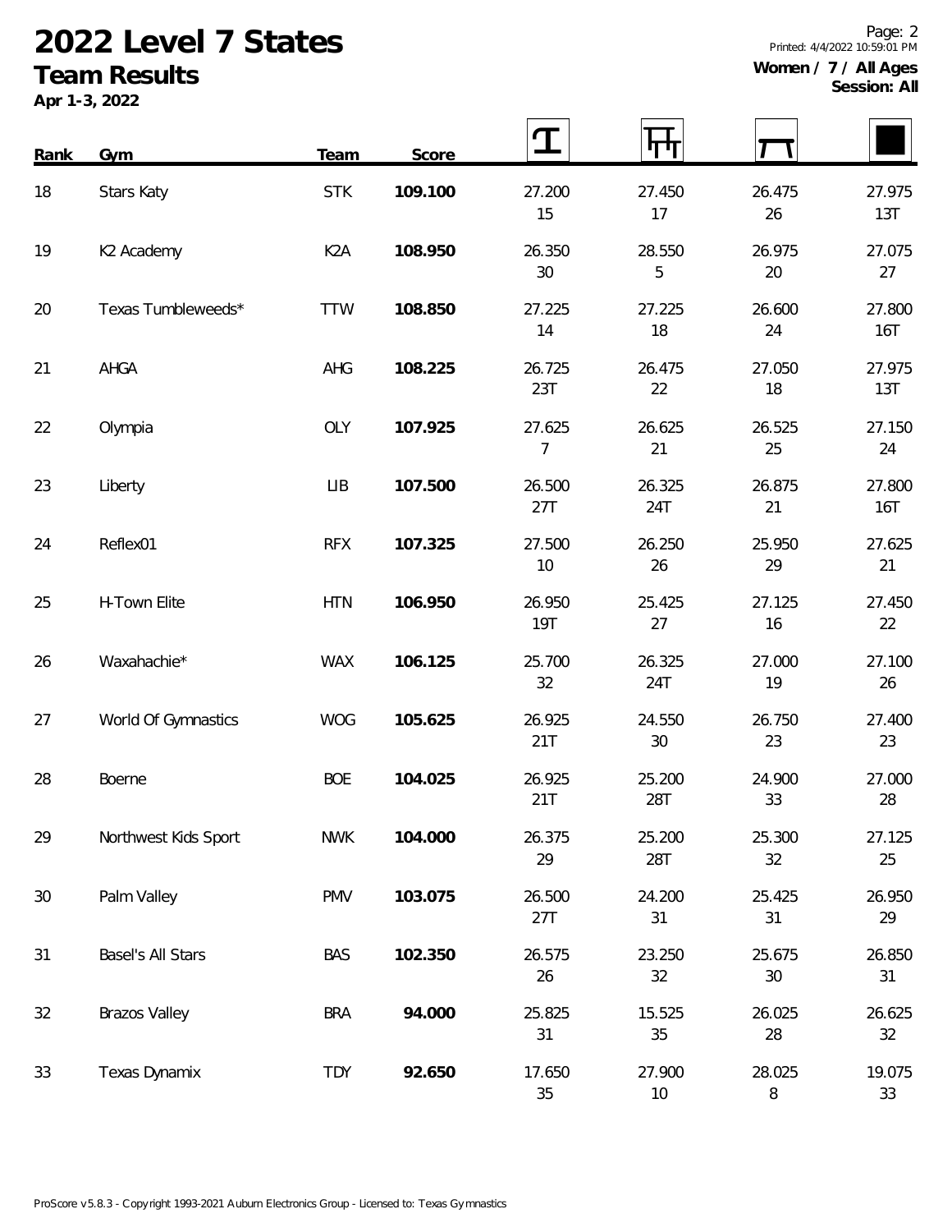# 2022 Level 7 States

## Team Results

**Apr 1-3, 2022**

**Women / 7 / All Ages**
**Session: All**

| Rank | Gym | Team | Score | Vault | Bars | Beam | Floor |
|---|---|---|---|---|---|---|---|
| 18 | Stars Katy | STK | **109.100** | 27.200<br>15 | 27.450<br>17 | 26.475<br>26 | 27.975<br>13T |
| 19 | K2 Academy | K2A | **108.950** | 26.350<br>30 | 28.550<br>5 | 26.975<br>20 | 27.075<br>27 |
| 20 | Texas Tumbleweeds* | TTW | **108.850** | 27.225<br>14 | 27.225<br>18 | 26.600<br>24 | 27.800<br>16T |
| 21 | AHGA | AHG | **108.225** | 26.725<br>23T | 26.475<br>22 | 27.050<br>18 | 27.975<br>13T |
| 22 | Olympia | OLY | **107.925** | 27.625<br>7 | 26.625<br>21 | 26.525<br>25 | 27.150<br>24 |
| 23 | Liberty | LIB | **107.500** | 26.500<br>27T | 26.325<br>24T | 26.875<br>21 | 27.800<br>16T |
| 24 | Reflex01 | RFX | **107.325** | 27.500<br>10 | 26.250<br>26 | 25.950<br>29 | 27.625<br>21 |
| 25 | H-Town Elite | HTN | **106.950** | 26.950<br>19T | 25.425<br>27 | 27.125<br>16 | 27.450<br>22 |
| 26 | Waxahachie* | WAX | **106.125** | 25.700<br>32 | 26.325<br>24T | 27.000<br>19 | 27.100<br>26 |
| 27 | World Of Gymnastics | WOG | **105.625** | 26.925<br>21T | 24.550<br>30 | 26.750<br>23 | 27.400<br>23 |
| 28 | Boerne | BOE | **104.025** | 26.925<br>21T | 25.200<br>28T | 24.900<br>33 | 27.000<br>28 |
| 29 | Northwest Kids Sport | NWK | **104.000** | 26.375<br>29 | 25.200<br>28T | 25.300<br>32 | 27.125<br>25 |
| 30 | Palm Valley | PMV | **103.075** | 26.500<br>27T | 24.200<br>31 | 25.425<br>31 | 26.950<br>29 |
| 31 | Basel's All Stars | BAS | **102.350** | 26.575<br>26 | 23.250<br>32 | 25.675<br>30 | 26.850<br>31 |
| 32 | Brazos Valley | BRA | **94.000** | 25.825<br>31 | 15.525<br>35 | 26.025<br>28 | 26.625<br>32 |
| 33 | Texas Dynamix | TDY | **92.650** | 17.650<br>35 | 27.900<br>10 | 28.025<br>8 | 19.075<br>33 |

ProScore v5.8.3 - Copyright 1993-2021 Auburn Electronics Group - Licensed to: Texas Gymnastics